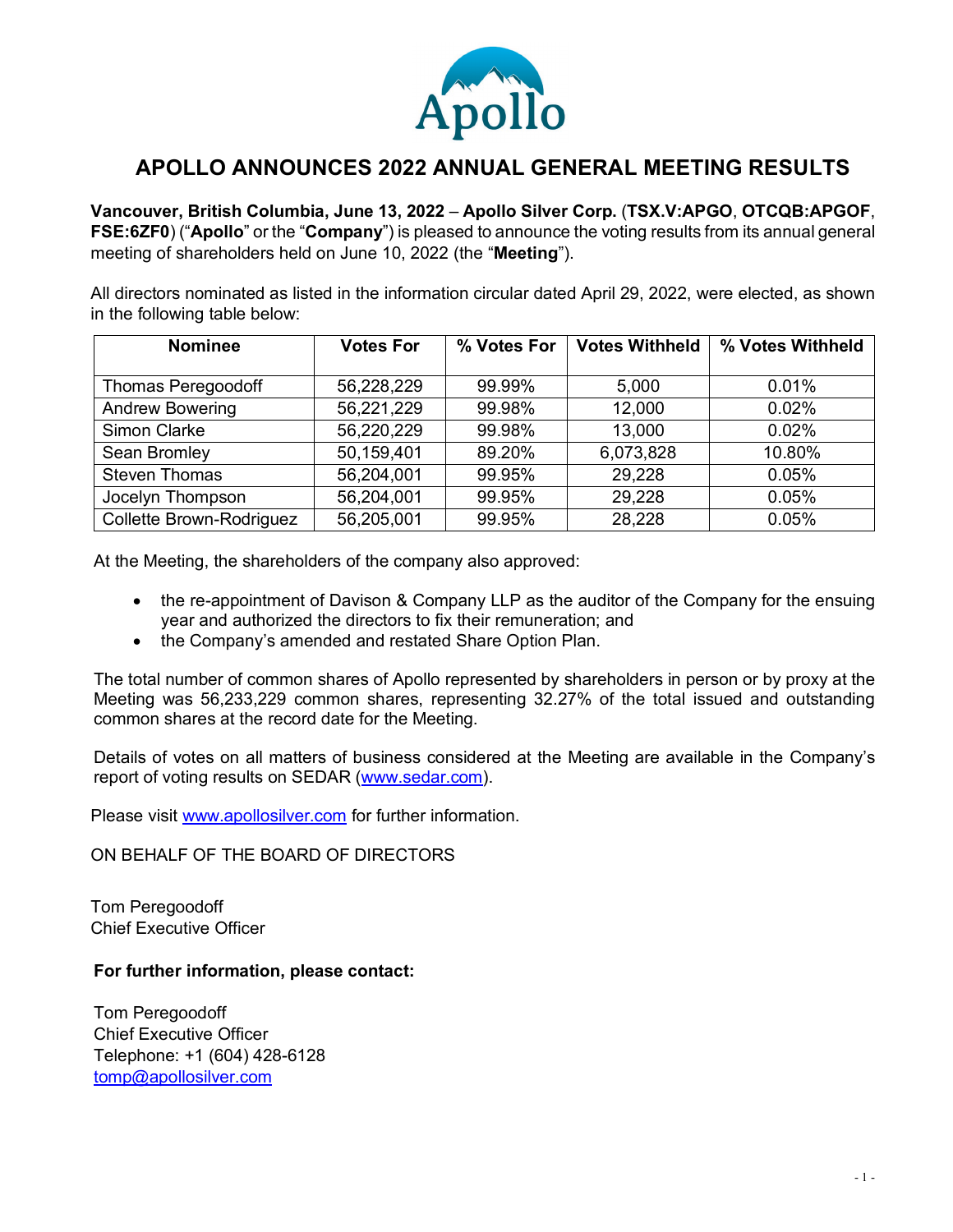# APOLLO ANNOUNCES 2022 ANNUAL GENERAL MEETING RESULTS

**Vancouver, British Columbia, June 13, 2022** – **Apollo Silver Corp.** (**TSX.V:APGO**, **OTCQB:APGOF**, **FSE:6ZF0**) ("**Apollo**" or the "**Company**") is pleased to announce the voting results from its annual general meeting of shareholders held on June 10, 2022 (the "**Meeting**").

All directors nominated as listed in the information circular dated April 29, 2022, were elected, as shown in the following table below:

| Nominee | Votes For | % Votes For | Votes Withheld | % Votes Withheld |
|---|---|---|---|---|
| Thomas Peregoodoff | 56,228,229 | 99.99% | 5,000 | 0.01% |
| Andrew Bowering | 56,221,229 | 99.98% | 12,000 | 0.02% |
| Simon Clarke | 56,220,229 | 99.98% | 13,000 | 0.02% |
| Sean Bromley | 50,159,401 | 89.20% | 6,073,828 | 10.80% |
| Steven Thomas | 56,204,001 | 99.95% | 29,228 | 0.05% |
| Jocelyn Thompson | 56,204,001 | 99.95% | 29,228 | 0.05% |
| Collette Brown-Rodriguez | 56,205,001 | 99.95% | 28,228 | 0.05% |

At the Meeting, the shareholders of the company also approved:

- the re-appointment of Davison & Company LLP as the auditor of the Company for the ensuing year and authorized the directors to fix their remuneration; and
- the Company's amended and restated Share Option Plan.

The total number of common shares of Apollo represented by shareholders in person or by proxy at the Meeting was 56,233,229 common shares, representing 32.27% of the total issued and outstanding common shares at the record date for the Meeting.

Details of votes on all matters of business considered at the Meeting are available in the Company's report of voting results on SEDAR (www.sedar.com).

Please visit www.apollosilver.com for further information.

ON BEHALF OF THE BOARD OF DIRECTORS

Tom Peregoodoff
Chief Executive Officer

**For further information, please contact:**

Tom Peregoodoff
Chief Executive Officer
Telephone: +1 (604) 428-6128
tomp@apollosilver.com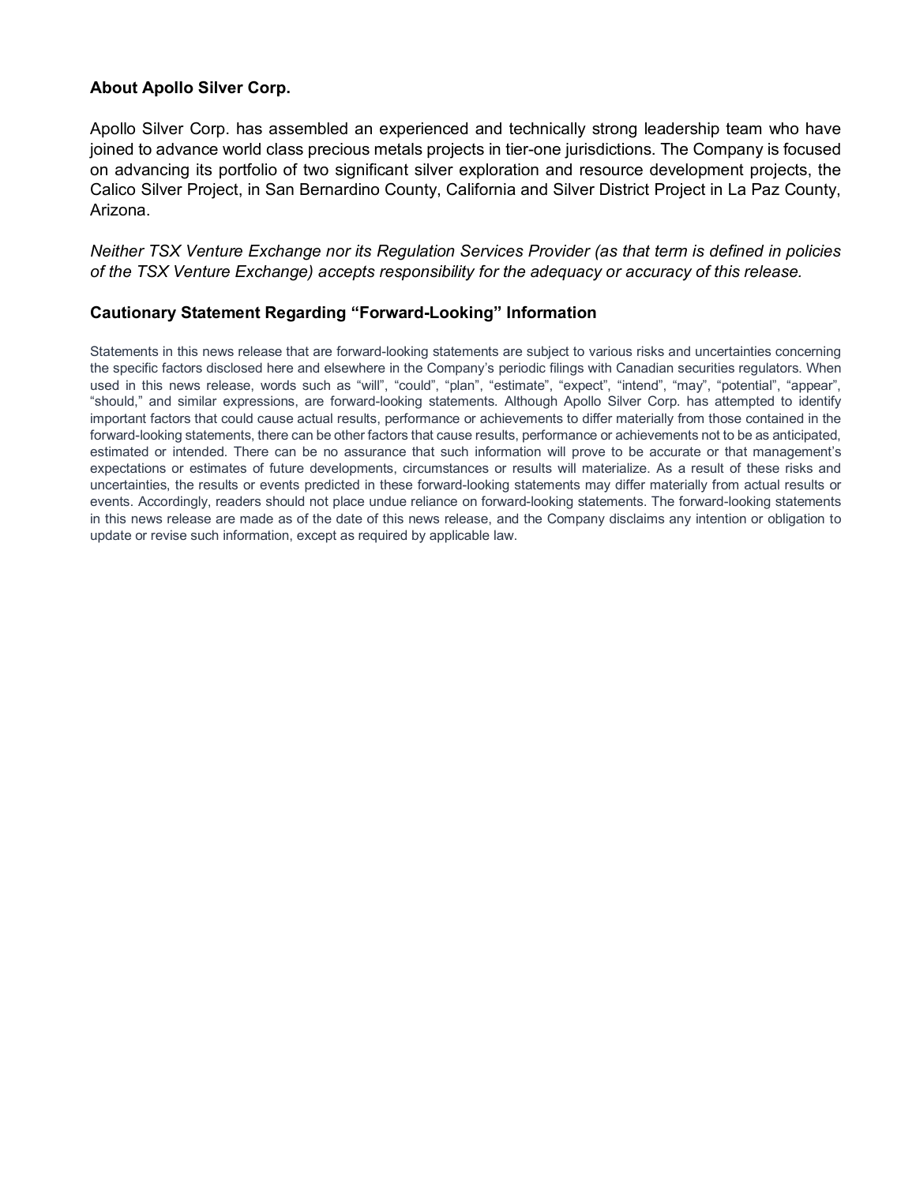**About Apollo Silver Corp.**

Apollo Silver Corp. has assembled an experienced and technically strong leadership team who have joined to advance world class precious metals projects in tier-one jurisdictions. The Company is focused on advancing its portfolio of two significant silver exploration and resource development projects, the Calico Silver Project, in San Bernardino County, California and Silver District Project in La Paz County, Arizona.

*Neither TSX Venture Exchange nor its Regulation Services Provider (as that term is defined in policies of the TSX Venture Exchange) accepts responsibility for the adequacy or accuracy of this release.*

**Cautionary Statement Regarding "Forward-Looking" Information**

Statements in this news release that are forward-looking statements are subject to various risks and uncertainties concerning the specific factors disclosed here and elsewhere in the Company's periodic filings with Canadian securities regulators. When used in this news release, words such as "will", "could", "plan", "estimate", "expect", "intend", "may", "potential", "appear", "should," and similar expressions, are forward-looking statements. Although Apollo Silver Corp. has attempted to identify important factors that could cause actual results, performance or achievements to differ materially from those contained in the forward-looking statements, there can be other factors that cause results, performance or achievements not to be as anticipated, estimated or intended. There can be no assurance that such information will prove to be accurate or that management's expectations or estimates of future developments, circumstances or results will materialize. As a result of these risks and uncertainties, the results or events predicted in these forward-looking statements may differ materially from actual results or events. Accordingly, readers should not place undue reliance on forward-looking statements. The forward-looking statements in this news release are made as of the date of this news release, and the Company disclaims any intention or obligation to update or revise such information, except as required by applicable law.